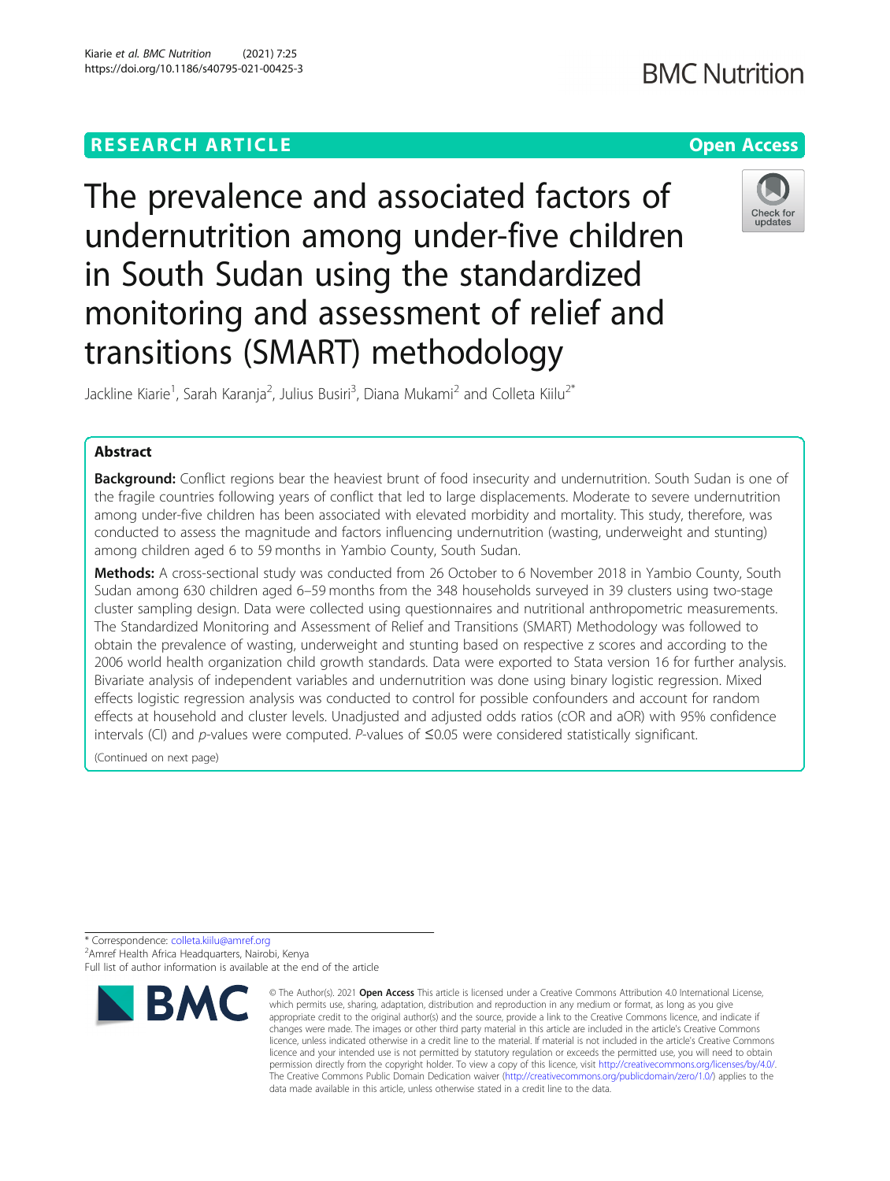# The prevalence and associated factors of undernutrition among under-five children in South Sudan using the standardized monitoring and assessment of relief and transitions (SMART) methodology

Jackline Kiarie[1], Sarah Karanja[2], Julius Busiri[3], Diana Mukami[2] and Colleta Kiilu[2*]

## Abstract

**Background:** Conflict regions bear the heaviest brunt of food insecurity and undernutrition. South Sudan is one of the fragile countries following years of conflict that led to large displacements. Moderate to severe undernutrition among under-five children has been associated with elevated morbidity and mortality. This study, therefore, was conducted to assess the magnitude and factors influencing undernutrition (wasting, underweight and stunting) among children aged 6 to 59 months in Yambio County, South Sudan.

**Methods:** A cross-sectional study was conducted from 26 October to 6 November 2018 in Yambio County, South Sudan among 630 children aged 6–59 months from the 348 households surveyed in 39 clusters using two-stage cluster sampling design. Data were collected using questionnaires and nutritional anthropometric measurements. The Standardized Monitoring and Assessment of Relief and Transitions (SMART) Methodology was followed to obtain the prevalence of wasting, underweight and stunting based on respective z scores and according to the 2006 world health organization child growth standards. Data were exported to Stata version 16 for further analysis. Bivariate analysis of independent variables and undernutrition was done using binary logistic regression. Mixed effects logistic regression analysis was conducted to control for possible confounders and account for random effects at household and cluster levels. Unadjusted and adjusted odds ratios (cOR and aOR) with 95% confidence intervals (CI) and *p*-values were computed. *P*-values of ≤0.05 were considered statistically significant.

(Continued on next page)

\* Correspondence: colleta.kiilu@amref.org
[2]Amref Health Africa Headquarters, Nairobi, Kenya
Full list of author information is available at the end of the article

© The Author(s). 2021 **Open Access** This article is licensed under a Creative Commons Attribution 4.0 International License, which permits use, sharing, adaptation, distribution and reproduction in any medium or format, as long as you give appropriate credit to the original author(s) and the source, provide a link to the Creative Commons licence, and indicate if changes were made. The images or other third party material in this article are included in the article's Creative Commons licence, unless indicated otherwise in a credit line to the material. If material is not included in the article's Creative Commons licence and your intended use is not permitted by statutory regulation or exceeds the permitted use, you will need to obtain permission directly from the copyright holder. To view a copy of this licence, visit http://creativecommons.org/licenses/by/4.0/. The Creative Commons Public Domain Dedication waiver (http://creativecommons.org/publicdomain/zero/1.0/) applies to the data made available in this article, unless otherwise stated in a credit line to the data.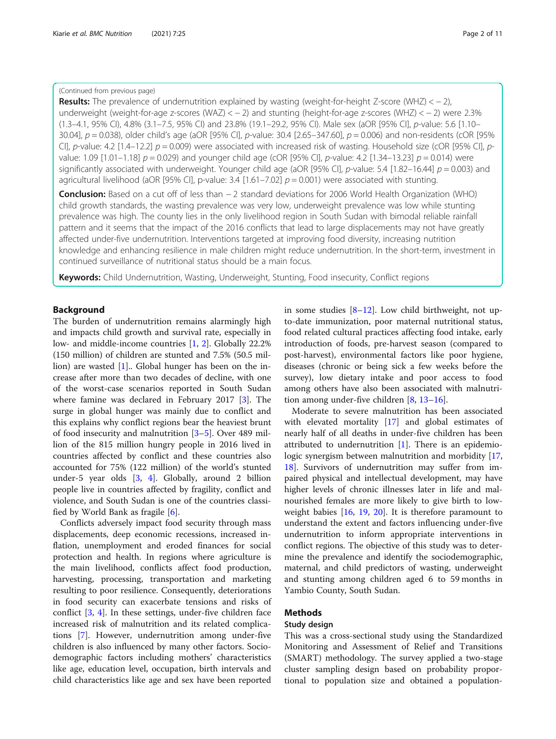(Continued from previous page)

**Results:** The prevalence of undernutrition explained by wasting (weight-for-height Z-score (WHZ) < − 2), underweight (weight-for-age z-scores (WAZ) < − 2) and stunting (height-for-age z-scores (WHZ) < − 2) were 2.3% (1.3–4.1, 95% CI), 4.8% (3.1–7.5, 95% CI) and 23.8% (19.1–29.2, 95% CI). Male sex (aOR [95% CI], *p*-value: 5.6 [1.10–30.04], *p* = 0.038), older child's age (aOR [95% CI], *p*-value: 30.4 [2.65–347.60], *p* = 0.006) and non-residents (cOR [95% CI], *p*-value: 4.2 [1.4–12.2] *p* = 0.009) were associated with increased risk of wasting. Household size (cOR [95% CI], *p*-value: 1.09 [1.01–1.18] *p* = 0.029) and younger child age (cOR [95% CI], *p*-value: 4.2 [1.34–13.23] *p* = 0.014) were significantly associated with underweight. Younger child age (aOR [95% CI], *p*-value: 5.4 [1.82–16.44] *p* = 0.003) and agricultural livelihood (aOR [95% CI], p-value: 3.4 [1.61–7.02] *p* = 0.001) were associated with stunting.

**Conclusion:** Based on a cut off of less than − 2 standard deviations for 2006 World Health Organization (WHO) child growth standards, the wasting prevalence was very low, underweight prevalence was low while stunting prevalence was high. The county lies in the only livelihood region in South Sudan with bimodal reliable rainfall pattern and it seems that the impact of the 2016 conflicts that lead to large displacements may not have greatly affected under-five undernutrition. Interventions targeted at improving food diversity, increasing nutrition knowledge and enhancing resilience in male children might reduce undernutrition. In the short-term, investment in continued surveillance of nutritional status should be a main focus.

**Keywords:** Child Undernutrition, Wasting, Underweight, Stunting, Food insecurity, Conflict regions

## Background

The burden of undernutrition remains alarmingly high and impacts child growth and survival rate, especially in low- and middle-income countries [1, 2]. Globally 22.2% (150 million) of children are stunted and 7.5% (50.5 million) are wasted [1].. Global hunger has been on the increase after more than two decades of decline, with one of the worst-case scenarios reported in South Sudan where famine was declared in February 2017 [3]. The surge in global hunger was mainly due to conflict and this explains why conflict regions bear the heaviest brunt of food insecurity and malnutrition [3–5]. Over 489 million of the 815 million hungry people in 2016 lived in countries affected by conflict and these countries also accounted for 75% (122 million) of the world's stunted under-5 year olds [3, 4]. Globally, around 2 billion people live in countries affected by fragility, conflict and violence, and South Sudan is one of the countries classified by World Bank as fragile [6].

Conflicts adversely impact food security through mass displacements, deep economic recessions, increased inflation, unemployment and eroded finances for social protection and health. In regions where agriculture is the main livelihood, conflicts affect food production, harvesting, processing, transportation and marketing resulting to poor resilience. Consequently, deteriorations in food security can exacerbate tensions and risks of conflict [3, 4]. In these settings, under-five children face increased risk of malnutrition and its related complications [7]. However, undernutrition among under-five children is also influenced by many other factors. Sociodemographic factors including mothers' characteristics like age, education level, occupation, birth intervals and child characteristics like age and sex have been reported in some studies [8–12]. Low child birthweight, not up-to-date immunization, poor maternal nutritional status, food related cultural practices affecting food intake, early introduction of foods, pre-harvest season (compared to post-harvest), environmental factors like poor hygiene, diseases (chronic or being sick a few weeks before the survey), low dietary intake and poor access to food among others have also been associated with malnutrition among under-five children [8, 13–16].

Moderate to severe malnutrition has been associated with elevated mortality [17] and global estimates of nearly half of all deaths in under-five children has been attributed to undernutrition [1]. There is an epidemiologic synergism between malnutrition and morbidity [17, 18]. Survivors of undernutrition may suffer from impaired physical and intellectual development, may have higher levels of chronic illnesses later in life and malnourished females are more likely to give birth to low-weight babies [16, 19, 20]. It is therefore paramount to understand the extent and factors influencing under-five undernutrition to inform appropriate interventions in conflict regions. The objective of this study was to determine the prevalence and identify the sociodemographic, maternal, and child predictors of wasting, underweight and stunting among children aged 6 to 59 months in Yambio County, South Sudan.

## Methods

### Study design

This was a cross-sectional study using the Standardized Monitoring and Assessment of Relief and Transitions (SMART) methodology. The survey applied a two-stage cluster sampling design based on probability proportional to population size and obtained a population-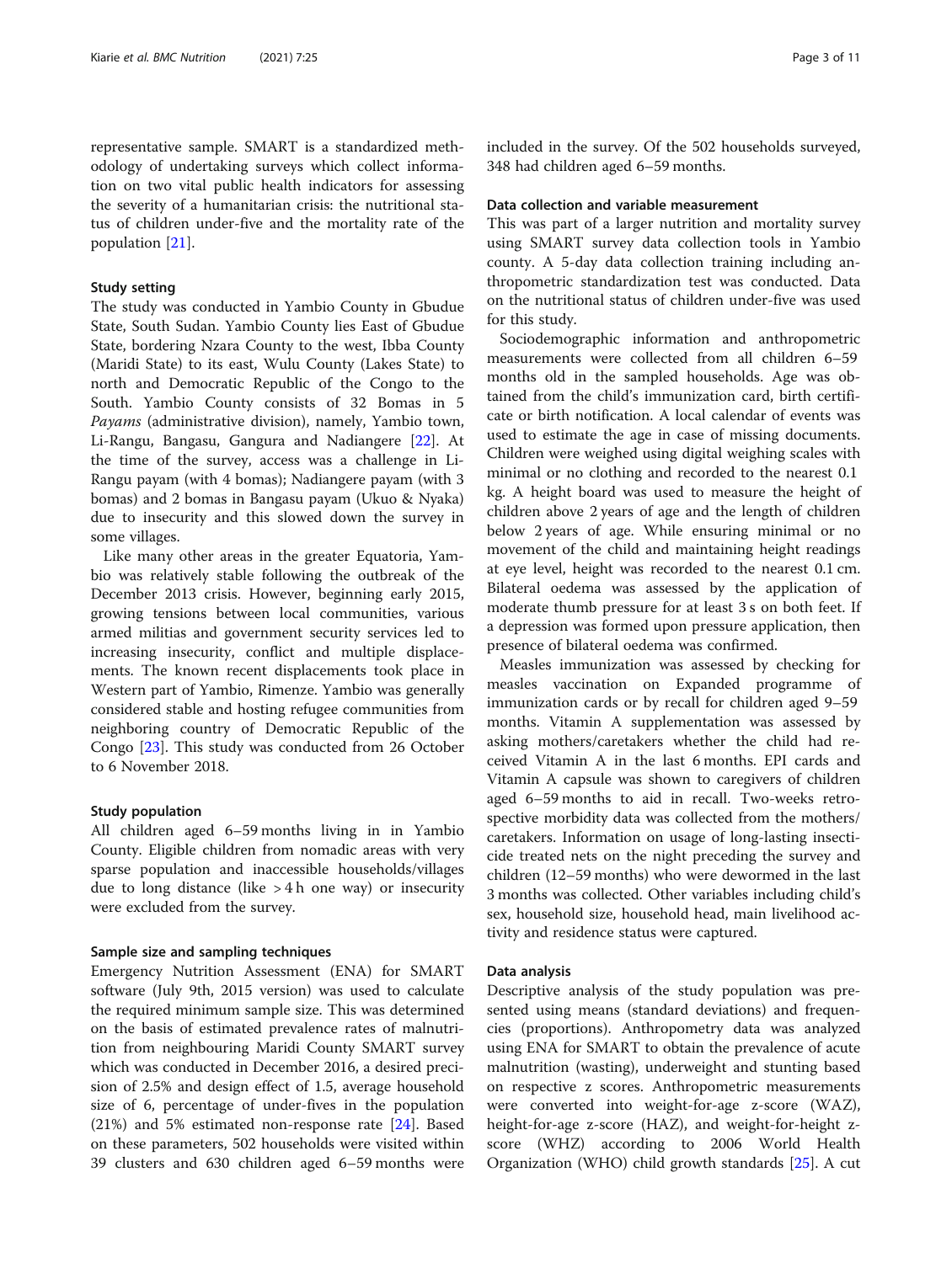representative sample. SMART is a standardized methodology of undertaking surveys which collect information on two vital public health indicators for assessing the severity of a humanitarian crisis: the nutritional status of children under-five and the mortality rate of the population [21].

### Study setting

The study was conducted in Yambio County in Gbudue State, South Sudan. Yambio County lies East of Gbudue State, bordering Nzara County to the west, Ibba County (Maridi State) to its east, Wulu County (Lakes State) to north and Democratic Republic of the Congo to the South. Yambio County consists of 32 Bomas in 5 *Payams* (administrative division), namely, Yambio town, Li-Rangu, Bangasu, Gangura and Nadiangere [22]. At the time of the survey, access was a challenge in Li-Rangu payam (with 4 bomas); Nadiangere payam (with 3 bomas) and 2 bomas in Bangasu payam (Ukuo & Nyaka) due to insecurity and this slowed down the survey in some villages.

Like many other areas in the greater Equatoria, Yambio was relatively stable following the outbreak of the December 2013 crisis. However, beginning early 2015, growing tensions between local communities, various armed militias and government security services led to increasing insecurity, conflict and multiple displacements. The known recent displacements took place in Western part of Yambio, Rimenze. Yambio was generally considered stable and hosting refugee communities from neighboring country of Democratic Republic of the Congo [23]. This study was conducted from 26 October to 6 November 2018.

### Study population

All children aged 6–59 months living in in Yambio County. Eligible children from nomadic areas with very sparse population and inaccessible households/villages due to long distance (like > 4 h one way) or insecurity were excluded from the survey.

### Sample size and sampling techniques

Emergency Nutrition Assessment (ENA) for SMART software (July 9th, 2015 version) was used to calculate the required minimum sample size. This was determined on the basis of estimated prevalence rates of malnutrition from neighbouring Maridi County SMART survey which was conducted in December 2016, a desired precision of 2.5% and design effect of 1.5, average household size of 6, percentage of under-fives in the population (21%) and 5% estimated non-response rate [24]. Based on these parameters, 502 households were visited within 39 clusters and 630 children aged 6–59 months were included in the survey. Of the 502 households surveyed, 348 had children aged 6–59 months.

### Data collection and variable measurement

This was part of a larger nutrition and mortality survey using SMART survey data collection tools in Yambio county. A 5-day data collection training including anthropometric standardization test was conducted. Data on the nutritional status of children under-five was used for this study.

Sociodemographic information and anthropometric measurements were collected from all children 6–59 months old in the sampled households. Age was obtained from the child's immunization card, birth certificate or birth notification. A local calendar of events was used to estimate the age in case of missing documents. Children were weighed using digital weighing scales with minimal or no clothing and recorded to the nearest 0.1 kg. A height board was used to measure the height of children above 2 years of age and the length of children below 2 years of age. While ensuring minimal or no movement of the child and maintaining height readings at eye level, height was recorded to the nearest 0.1 cm. Bilateral oedema was assessed by the application of moderate thumb pressure for at least 3 s on both feet. If a depression was formed upon pressure application, then presence of bilateral oedema was confirmed.

Measles immunization was assessed by checking for measles vaccination on Expanded programme of immunization cards or by recall for children aged 9–59 months. Vitamin A supplementation was assessed by asking mothers/caretakers whether the child had received Vitamin A in the last 6 months. EPI cards and Vitamin A capsule was shown to caregivers of children aged 6–59 months to aid in recall. Two-weeks retrospective morbidity data was collected from the mothers/caretakers. Information on usage of long-lasting insecticide treated nets on the night preceding the survey and children (12–59 months) who were dewormed in the last 3 months was collected. Other variables including child's sex, household size, household head, main livelihood activity and residence status were captured.

### Data analysis

Descriptive analysis of the study population was presented using means (standard deviations) and frequencies (proportions). Anthropometry data was analyzed using ENA for SMART to obtain the prevalence of acute malnutrition (wasting), underweight and stunting based on respective z scores. Anthropometric measurements were converted into weight-for-age z-score (WAZ), height-for-age z-score (HAZ), and weight-for-height z-score (WHZ) according to 2006 World Health Organization (WHO) child growth standards [25]. A cut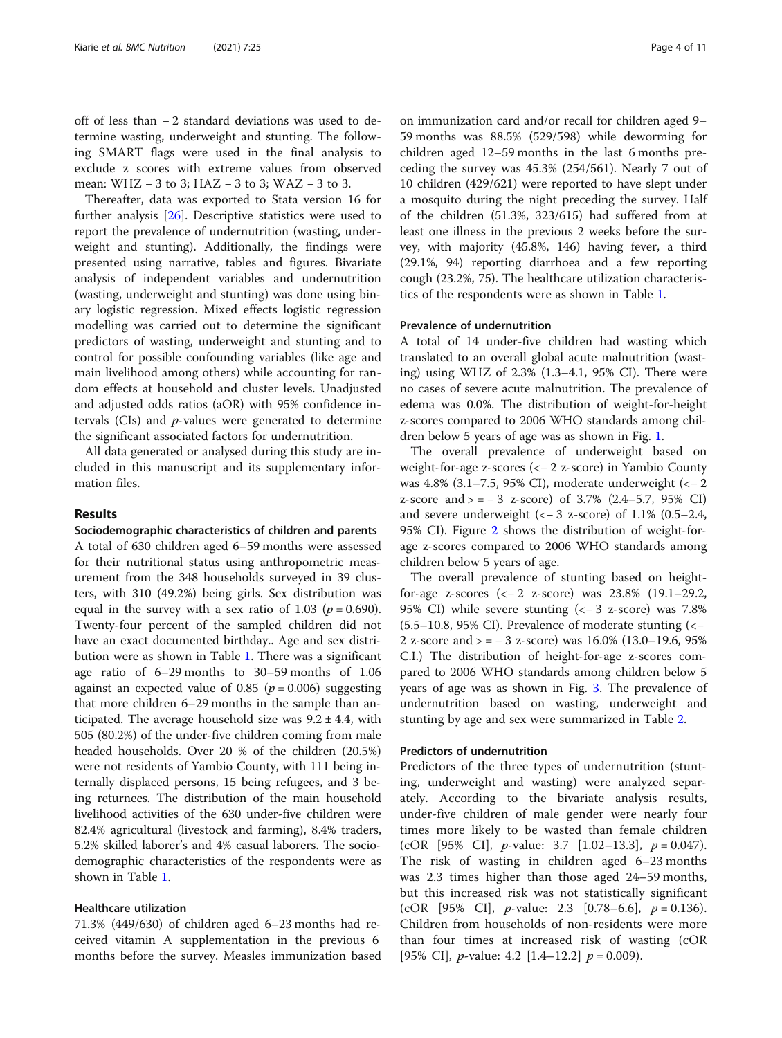off of less than − 2 standard deviations was used to determine wasting, underweight and stunting. The following SMART flags were used in the final analysis to exclude z scores with extreme values from observed mean: WHZ − 3 to 3; HAZ − 3 to 3; WAZ − 3 to 3.

Thereafter, data was exported to Stata version 16 for further analysis [26]. Descriptive statistics were used to report the prevalence of undernutrition (wasting, underweight and stunting). Additionally, the findings were presented using narrative, tables and figures. Bivariate analysis of independent variables and undernutrition (wasting, underweight and stunting) was done using binary logistic regression. Mixed effects logistic regression modelling was carried out to determine the significant predictors of wasting, underweight and stunting and to control for possible confounding variables (like age and main livelihood among others) while accounting for random effects at household and cluster levels. Unadjusted and adjusted odds ratios (aOR) with 95% confidence intervals (CIs) and *p*-values were generated to determine the significant associated factors for undernutrition.

All data generated or analysed during this study are included in this manuscript and its supplementary information files.

## Results

### Sociodemographic characteristics of children and parents

A total of 630 children aged 6–59 months were assessed for their nutritional status using anthropometric measurement from the 348 households surveyed in 39 clusters, with 310 (49.2%) being girls. Sex distribution was equal in the survey with a sex ratio of 1.03 ($p = 0.690$). Twenty-four percent of the sampled children did not have an exact documented birthday.. Age and sex distribution were as shown in Table 1. There was a significant age ratio of 6–29 months to 30–59 months of 1.06 against an expected value of 0.85 ($p = 0.006$) suggesting that more children 6–29 months in the sample than anticipated. The average household size was $9.2 \pm 4.4$, with 505 (80.2%) of the under-five children coming from male headed households. Over 20 % of the children (20.5%) were not residents of Yambio County, with 111 being internally displaced persons, 15 being refugees, and 3 being returnees. The distribution of the main household livelihood activities of the 630 under-five children were 82.4% agricultural (livestock and farming), 8.4% traders, 5.2% skilled laborer's and 4% casual laborers. The sociodemographic characteristics of the respondents were as shown in Table 1.

### Healthcare utilization

71.3% (449/630) of children aged 6–23 months had received vitamin A supplementation in the previous 6 months before the survey. Measles immunization based on immunization card and/or recall for children aged 9–59 months was 88.5% (529/598) while deworming for children aged 12–59 months in the last 6 months preceding the survey was 45.3% (254/561). Nearly 7 out of 10 children (429/621) were reported to have slept under a mosquito during the night preceding the survey. Half of the children (51.3%, 323/615) had suffered from at least one illness in the previous 2 weeks before the survey, with majority (45.8%, 146) having fever, a third (29.1%, 94) reporting diarrhoea and a few reporting cough (23.2%, 75). The healthcare utilization characteristics of the respondents were as shown in Table 1.

### Prevalence of undernutrition

A total of 14 under-five children had wasting which translated to an overall global acute malnutrition (wasting) using WHZ of 2.3% (1.3–4.1, 95% CI). There were no cases of severe acute malnutrition. The prevalence of edema was 0.0%. The distribution of weight-for-height z-scores compared to 2006 WHO standards among children below 5 years of age was as shown in Fig. 1.

The overall prevalence of underweight based on weight-for-age z-scores (<− 2 z-score) in Yambio County was 4.8% (3.1–7.5, 95% CI), moderate underweight (<− 2 z-score and > = − 3 z-score) of 3.7% (2.4–5.7, 95% CI) and severe underweight (<− 3 z-score) of 1.1% (0.5–2.4, 95% CI). Figure 2 shows the distribution of weight-for-age z-scores compared to 2006 WHO standards among children below 5 years of age.

The overall prevalence of stunting based on height-for-age z-scores (<− 2 z-score) was 23.8% (19.1–29.2, 95% CI) while severe stunting (<− 3 z-score) was 7.8% (5.5–10.8, 95% CI). Prevalence of moderate stunting (<− 2 z-score and > = − 3 z-score) was 16.0% (13.0–19.6, 95% C.I.) The distribution of height-for-age z-scores compared to 2006 WHO standards among children below 5 years of age was as shown in Fig. 3. The prevalence of undernutrition based on wasting, underweight and stunting by age and sex were summarized in Table 2.

### Predictors of undernutrition

Predictors of the three types of undernutrition (stunting, underweight and wasting) were analyzed separately. According to the bivariate analysis results, under-five children of male gender were nearly four times more likely to be wasted than female children (cOR [95% CI], *p*-value: 3.7 [1.02–13.3], $p = 0.047$). The risk of wasting in children aged 6–23 months was 2.3 times higher than those aged 24–59 months, but this increased risk was not statistically significant (cOR [95% CI], *p*-value: 2.3 [0.78–6.6], $p = 0.136$). Children from households of non-residents were more than four times at increased risk of wasting (cOR [95% CI], *p*-value: 4.2 [1.4–12.2] $p = 0.009$).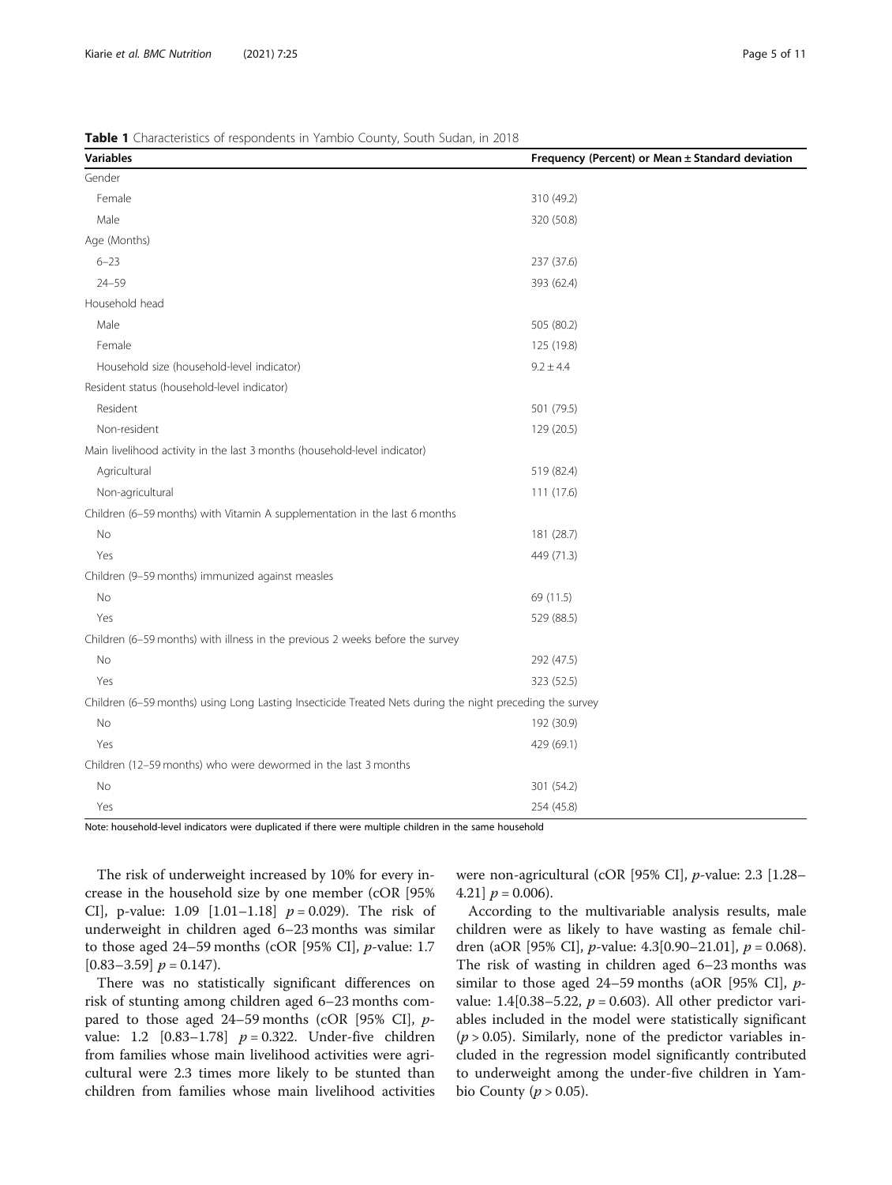**Table 1** Characteristics of respondents in Yambio County, South Sudan, in 2018

| Variables | Frequency (Percent) or Mean ± Standard deviation |
|---|---|
| Gender | |
| Female | 310 (49.2) |
| Male | 320 (50.8) |
| Age (Months) | |
| 6–23 | 237 (37.6) |
| 24–59 | 393 (62.4) |
| Household head | |
| Male | 505 (80.2) |
| Female | 125 (19.8) |
| Household size (household-level indicator) | 9.2 ± 4.4 |
| Resident status (household-level indicator) | |
| Resident | 501 (79.5) |
| Non-resident | 129 (20.5) |
| Main livelihood activity in the last 3 months (household-level indicator) | |
| Agricultural | 519 (82.4) |
| Non-agricultural | 111 (17.6) |
| Children (6–59 months) with Vitamin A supplementation in the last 6 months | |
| No | 181 (28.7) |
| Yes | 449 (71.3) |
| Children (9–59 months) immunized against measles | |
| No | 69 (11.5) |
| Yes | 529 (88.5) |
| Children (6–59 months) with illness in the previous 2 weeks before the survey | |
| No | 292 (47.5) |
| Yes | 323 (52.5) |
| Children (6–59 months) using Long Lasting Insecticide Treated Nets during the night preceding the survey | |
| No | 192 (30.9) |
| Yes | 429 (69.1) |
| Children (12–59 months) who were dewormed in the last 3 months | |
| No | 301 (54.2) |
| Yes | 254 (45.8) |

Note: household-level indicators were duplicated if there were multiple children in the same household

The risk of underweight increased by 10% for every increase in the household size by one member (cOR [95% CI], p-value: 1.09 [1.01–1.18] $p = 0.029$). The risk of underweight in children aged 6–23 months was similar to those aged 24–59 months (cOR [95% CI], *p*-value: 1.7 [0.83–3.59] $p = 0.147$).

There was no statistically significant differences on risk of stunting among children aged 6–23 months compared to those aged 24–59 months (cOR [95% CI], *p*-value: 1.2 [0.83–1.78] $p = 0.322$. Under-five children from families whose main livelihood activities were agricultural were 2.3 times more likely to be stunted than children from families whose main livelihood activities were non-agricultural (cOR [95% CI], *p*-value: 2.3 [1.28–4.21] $p = 0.006$).

According to the multivariable analysis results, male children were as likely to have wasting as female children (aOR [95% CI], *p*-value: 4.3[0.90–21.01], $p = 0.068$). The risk of wasting in children aged 6–23 months was similar to those aged 24–59 months (aOR [95% CI], *p*-value: 1.4[0.38–5.22, $p = 0.603$). All other predictor variables included in the model were statistically significant ($p > 0.05$). Similarly, none of the predictor variables included in the regression model significantly contributed to underweight among the under-five children in Yambio County ($p > 0.05$).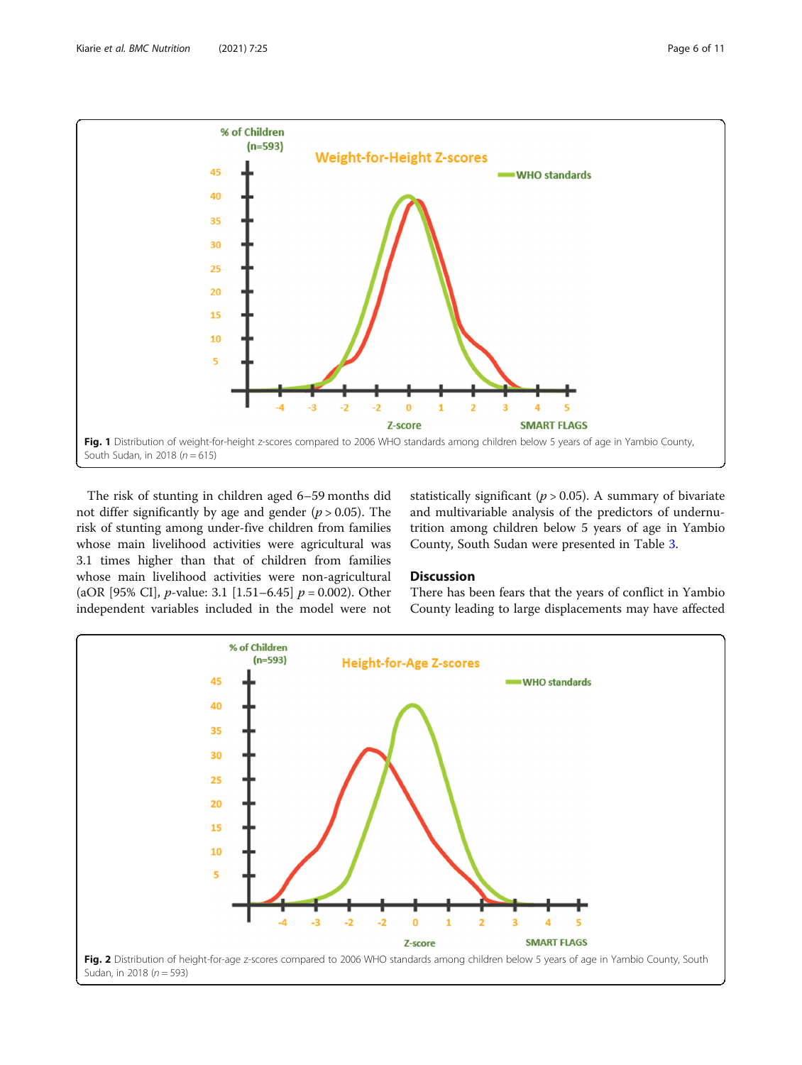Fig. 1 Distribution of weight-for-height z-scores compared to 2006 WHO standards among children below 5 years of age in Yambio County, South Sudan, in 2018 ($n = 615$)

The risk of stunting in children aged 6–59 months did not differ significantly by age and gender ($p > 0.05$). The risk of stunting among under-five children from families whose main livelihood activities were agricultural was 3.1 times higher than that of children from families whose main livelihood activities were non-agricultural (aOR [95% CI], *p*-value: 3.1 [1.51–6.45] $p = 0.002$). Other independent variables included in the model were not statistically significant ($p > 0.05$). A summary of bivariate and multivariable analysis of the predictors of undernutrition among children below 5 years of age in Yambio County, South Sudan were presented in Table 3.

## Discussion

There has been fears that the years of conflict in Yambio County leading to large displacements may have affected

Fig. 2 Distribution of height-for-age z-scores compared to 2006 WHO standards among children below 5 years of age in Yambio County, South Sudan, in 2018 ($n = 593$)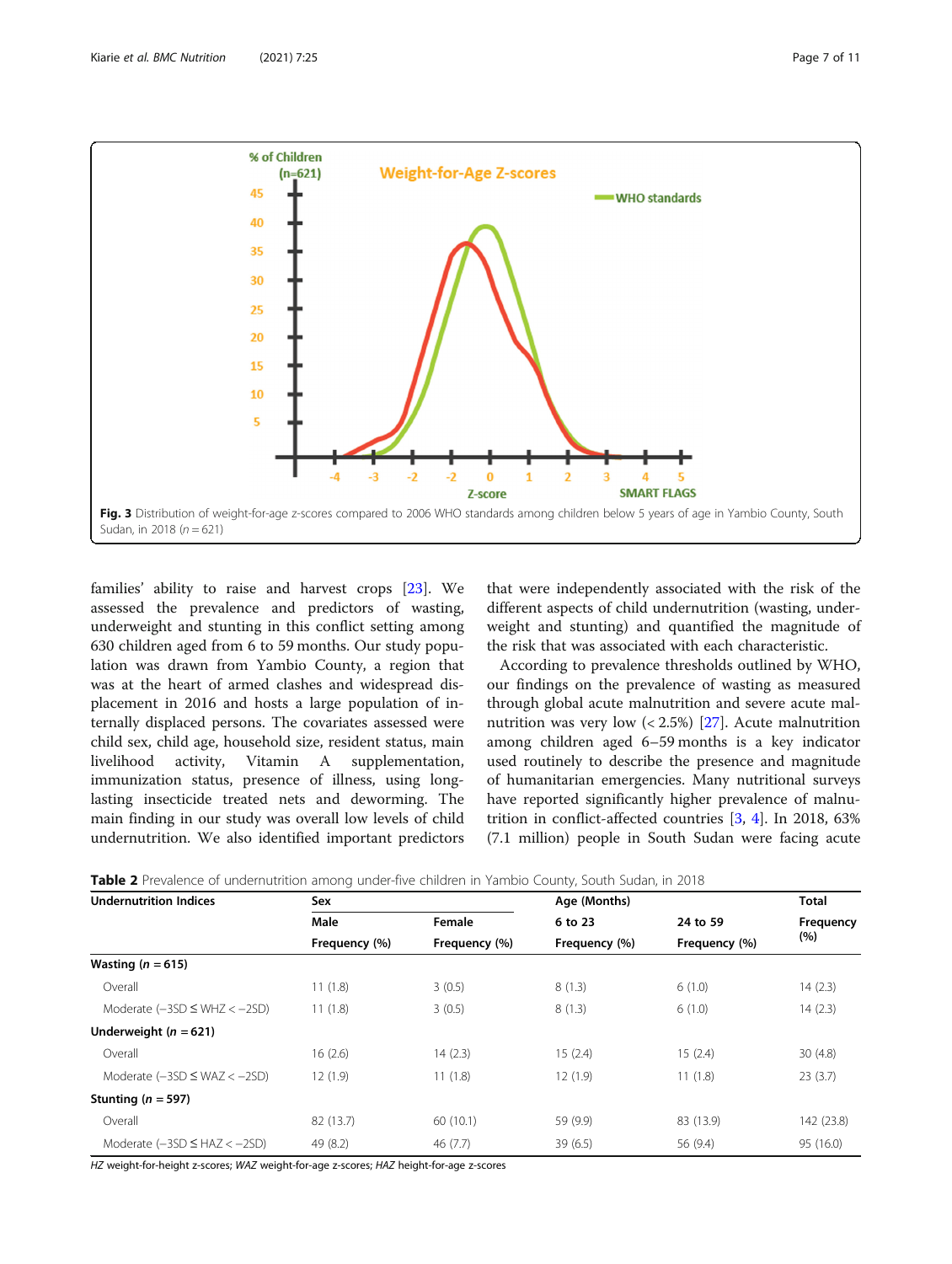Fig. 3 Distribution of weight-for-age z-scores compared to 2006 WHO standards among children below 5 years of age in Yambio County, South Sudan, in 2018 ($n = 621$)

families' ability to raise and harvest crops [23]. We assessed the prevalence and predictors of wasting, underweight and stunting in this conflict setting among 630 children aged from 6 to 59 months. Our study population was drawn from Yambio County, a region that was at the heart of armed clashes and widespread displacement in 2016 and hosts a large population of internally displaced persons. The covariates assessed were child sex, child age, household size, resident status, main livelihood activity, Vitamin A supplementation, immunization status, presence of illness, using long-lasting insecticide treated nets and deworming. The main finding in our study was overall low levels of child undernutrition. We also identified important predictors that were independently associated with the risk of the different aspects of child undernutrition (wasting, underweight and stunting) and quantified the magnitude of the risk that was associated with each characteristic.

According to prevalence thresholds outlined by WHO, our findings on the prevalence of wasting as measured through global acute malnutrition and severe acute malnutrition was very low (< 2.5%) [27]. Acute malnutrition among children aged 6–59 months is a key indicator used routinely to describe the presence and magnitude of humanitarian emergencies. Many nutritional surveys have reported significantly higher prevalence of malnutrition in conflict-affected countries [3, 4]. In 2018, 63% (7.1 million) people in South Sudan were facing acute

**Table 2** Prevalence of undernutrition among under-five children in Yambio County, South Sudan, in 2018

| Undernutrition Indices | Sex | | Age (Months) | | Total |
|---|---|---|---|---|---|
| | Male | Female | 6 to 23 | 24 to 59 | Frequency (%) |
| | Frequency (%) | Frequency (%) | Frequency (%) | Frequency (%) | |
| **Wasting ($n$ = 615)** | | | | | |
| Overall | 11 (1.8) | 3 (0.5) | 8 (1.3) | 6 (1.0) | 14 (2.3) |
| Moderate (−3SD ≤ WHZ < −2SD) | 11 (1.8) | 3 (0.5) | 8 (1.3) | 6 (1.0) | 14 (2.3) |
| **Underweight ($n$ = 621)** | | | | | |
| Overall | 16 (2.6) | 14 (2.3) | 15 (2.4) | 15 (2.4) | 30 (4.8) |
| Moderate (−3SD ≤ WAZ < −2SD) | 12 (1.9) | 11 (1.8) | 12 (1.9) | 11 (1.8) | 23 (3.7) |
| **Stunting ($n$ = 597)** | | | | | |
| Overall | 82 (13.7) | 60 (10.1) | 59 (9.9) | 83 (13.9) | 142 (23.8) |
| Moderate (−3SD ≤ HAZ < −2SD) | 49 (8.2) | 46 (7.7) | 39 (6.5) | 56 (9.4) | 95 (16.0) |

*HZ* weight-for-height z-scores; *WAZ* weight-for-age z-scores; *HAZ* height-for-age z-scores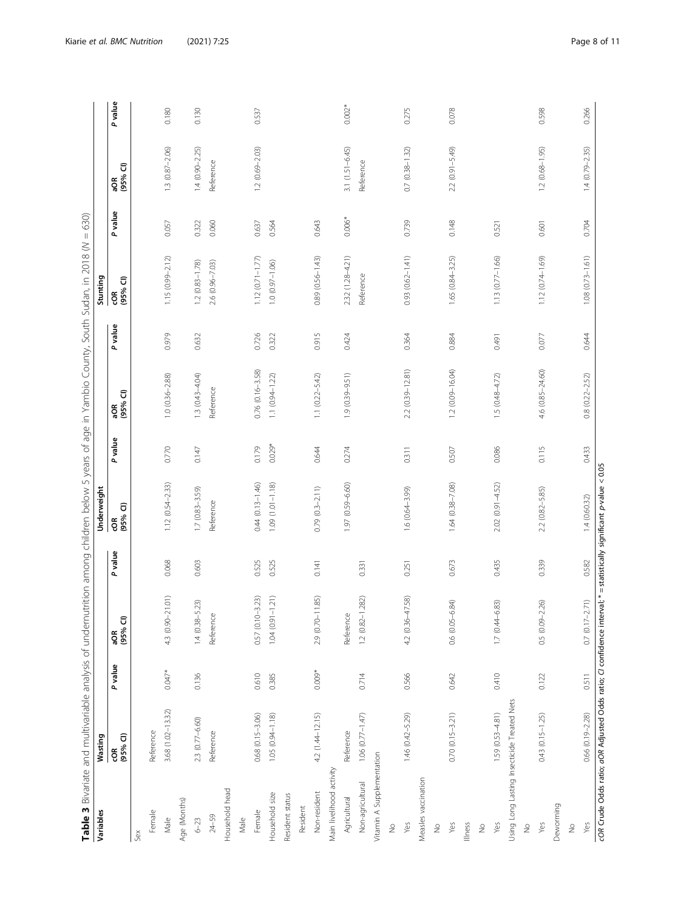**Table 3** Bivariate and multivariable analysis of undernutrition among children below 5 years of age in Yambio County, South Sudan, in 2018 (N = 630)

| Variables | Wasting | | | | Underweight | | | | Stunting | | | |
|---|---|---|---|---|---|---|---|---|---|---|---|---|
| | cOR (95% CI) | P value | aOR (95% CI) | P value | cOR (95% CI) | P value | aOR (95% CI) | P value | cOR (95% CI) | P value | aOR (95% CI) | P value |
| Sex | | | | | | | | | | | | |
| Female | Reference | | | | | | | | | | | |
| Male | 3.68 (1.02–13.32) | 0.047* | 4.3 (0.90–21.01) | 0.068 | 1.12 (0.54–2.33) | 0.770 | 1.0 (0.36–2.88) | 0.979 | 1.15 (0.99–2.12) | 0.057 | 1.3 (0.87–2.06) | 0.180 |
| Age (Months) | | | | | | | | | | | | |
| 6–23 | 2.3 (0.77–6.60) | 0.136 | 1.4 (0.38–5.23) | 0.603 | 1.7 (0.83–3.59) | 0.147 | 1.3 (0.43–4.04) | 0.632 | 1.2 (0.83–1.78) | 0.322 | 1.4 (0.90–2.25) | 0.130 |
| 24–59 | Reference | | Reference | | Reference | | Reference | | 2.6 (0.96–7.03) | 0.060 | Reference | |
| Household head | | | | | | | | | | | | |
| Male | | | | | | | | | | | | |
| Female | 0.68 (0.15–3.06) | 0.610 | 0.57 (0.10–3.23) | 0.525 | 0.44 (0.13–1.46) | 0.179 | 0.76 (0.16–3.58) | 0.726 | 1.12 (0.71–1.77) | 0.637 | 1.2 (0.69–2.03) | 0.537 |
| Household size | 1.05 (0.94–1.18) | 0.385 | 1.04 (0.91–1.21) | 0.525 | 1.09 (1.01–1.18) | 0.029* | 1.1 (0.94–1.22) | 0.322 | 1.0 (0.97–1.06) | 0.564 | | |
| Resident status | | | | | | | | | | | | |
| Resident | | | | | | | | | | | | |
| Non-resident | 4.2 (1.44–12.15) | 0.009* | 2.9 (0.70–11.85) | 0.141 | 0.79 (0.3–2.11) | 0.644 | 1.1 (0.22–5.42) | 0.915 | 0.89 (0.56–1.43) | 0.643 | | |
| Main livelihood activity | | | | | | | | | | | | |
| Agricultural | Reference | | Reference | | 1.97 (0.59–6.60) | 0.274 | 1.9 (0.39–9.51) | 0.424 | 2.32 (1.28–4.21) | 0.006* | 3.1 (1.51–6.45) | 0.002* |
| Non-agricultural | 1.06 (0.77–1.47) | 0.714 | 1.2 (0.82–1.282) | 0.331 | | | | | Reference | | Reference | |
| Vitamin A Supplementation | | | | | | | | | | | | |
| No | | | | | | | | | | | | |
| Yes | 1.46 (0.42–5.29) | 0.566 | 4.2 (0.36–47.58) | 0.251 | 1.6 (0.64–3.99) | 0.311 | 2.2 (0.39–12.81) | 0.364 | 0.93 (0.62–1.41) | 0.739 | 0.7 (0.38–1.32) | 0.275 |
| Measles vaccination | | | | | | | | | | | | |
| No | | | | | | | | | | | | |
| Yes | 0.70 (0.15–3.21) | 0.642 | 0.6 (0.05–6.84) | 0.673 | 1.64 (0.38–7.08) | 0.507 | 1.2 (0.09–16.04) | 0.884 | 1.65 (0.84–3.25) | 0.148 | 2.2 (0.91–5.49) | 0.078 |
| Illness | | | | | | | | | | | | |
| No | | | | | | | | | | | | |
| Yes | 1.59 (0.53–4.81) | 0.410 | 1.7 (0.44–6.83) | 0.435 | 2.02 (0.91–4.52) | 0.086 | 1.5 (0.48–4.72) | 0.491 | 1.13 (0.77–1.66) | 0.521 | | |
| Using Long Lasting Insecticide Treated Nets | | | | | | | | | | | | |
| No | | | | | | | | | | | | |
| Yes | 0.43 (0.15–1.25) | 0.122 | 0.5 (0.09–2.26) | 0.339 | 2.2 (0.82–5.85) | 0.115 | 4.6 (0.85–24.60) | 0.077 | 1.12 (0.74–1.69) | 0.601 | 1.2 (0.68–1.95) | 0.598 |
| Deworming | | | | | | | | | | | | |
| No | | | | | | | | | | | | |
| Yes | 0.66 (0.19–2.28) | 0.511 | 0.7 (0.17–2.71) | 0.582 | 1.4 (0.60.32) | 0.433 | 0.8 (0.22–2.52) | 0.644 | 1.08 (0.73–1.61) | 0.704 | 1.4 (0.79–2.35) | 0.266 |

*cOR* Crude Odds ratio; *aOR* Adjusted Odds ratio; *CI* confidence interval; * = statistically significant p-value < 0.05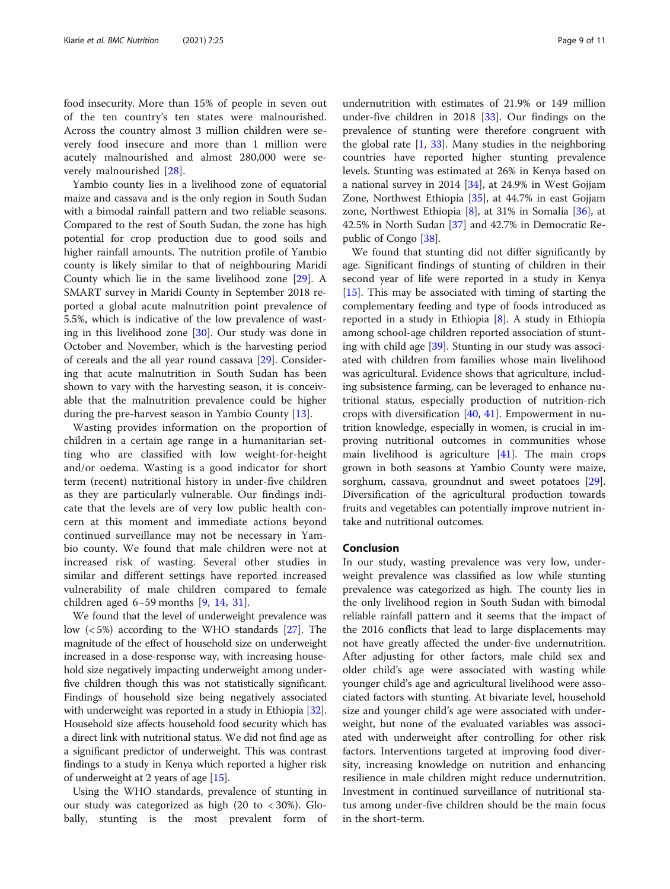food insecurity. More than 15% of people in seven out of the ten country's ten states were malnourished. Across the country almost 3 million children were severely food insecure and more than 1 million were acutely malnourished and almost 280,000 were severely malnourished [28].

Yambio county lies in a livelihood zone of equatorial maize and cassava and is the only region in South Sudan with a bimodal rainfall pattern and two reliable seasons. Compared to the rest of South Sudan, the zone has high potential for crop production due to good soils and higher rainfall amounts. The nutrition profile of Yambio county is likely similar to that of neighbouring Maridi County which lie in the same livelihood zone [29]. A SMART survey in Maridi County in September 2018 reported a global acute malnutrition point prevalence of 5.5%, which is indicative of the low prevalence of wasting in this livelihood zone [30]. Our study was done in October and November, which is the harvesting period of cereals and the all year round cassava [29]. Considering that acute malnutrition in South Sudan has been shown to vary with the harvesting season, it is conceivable that the malnutrition prevalence could be higher during the pre-harvest season in Yambio County [13].

Wasting provides information on the proportion of children in a certain age range in a humanitarian setting who are classified with low weight-for-height and/or oedema. Wasting is a good indicator for short term (recent) nutritional history in under-five children as they are particularly vulnerable. Our findings indicate that the levels are of very low public health concern at this moment and immediate actions beyond continued surveillance may not be necessary in Yambio county. We found that male children were not at increased risk of wasting. Several other studies in similar and different settings have reported increased vulnerability of male children compared to female children aged 6–59 months [9, 14, 31].

We found that the level of underweight prevalence was low (< 5%) according to the WHO standards [27]. The magnitude of the effect of household size on underweight increased in a dose-response way, with increasing household size negatively impacting underweight among under-five children though this was not statistically significant. Findings of household size being negatively associated with underweight was reported in a study in Ethiopia [32]. Household size affects household food security which has a direct link with nutritional status. We did not find age as a significant predictor of underweight. This was contrast findings to a study in Kenya which reported a higher risk of underweight at 2 years of age [15].

Using the WHO standards, prevalence of stunting in our study was categorized as high (20 to < 30%). Globally, stunting is the most prevalent form of undernutrition with estimates of 21.9% or 149 million under-five children in 2018 [33]. Our findings on the prevalence of stunting were therefore congruent with the global rate [1, 33]. Many studies in the neighboring countries have reported higher stunting prevalence levels. Stunting was estimated at 26% in Kenya based on a national survey in 2014 [34], at 24.9% in West Gojjam Zone, Northwest Ethiopia [35], at 44.7% in east Gojjam zone, Northwest Ethiopia [8], at 31% in Somalia [36], at 42.5% in North Sudan [37] and 42.7% in Democratic Republic of Congo [38].

We found that stunting did not differ significantly by age. Significant findings of stunting of children in their second year of life were reported in a study in Kenya [15]. This may be associated with timing of starting the complementary feeding and type of foods introduced as reported in a study in Ethiopia [8]. A study in Ethiopia among school-age children reported association of stunting with child age [39]. Stunting in our study was associated with children from families whose main livelihood was agricultural. Evidence shows that agriculture, including subsistence farming, can be leveraged to enhance nutritional status, especially production of nutrition-rich crops with diversification [40, 41]. Empowerment in nutrition knowledge, especially in women, is crucial in improving nutritional outcomes in communities whose main livelihood is agriculture [41]. The main crops grown in both seasons at Yambio County were maize, sorghum, cassava, groundnut and sweet potatoes [29]. Diversification of the agricultural production towards fruits and vegetables can potentially improve nutrient intake and nutritional outcomes.

## Conclusion

In our study, wasting prevalence was very low, underweight prevalence was classified as low while stunting prevalence was categorized as high. The county lies in the only livelihood region in South Sudan with bimodal reliable rainfall pattern and it seems that the impact of the 2016 conflicts that lead to large displacements may not have greatly affected the under-five undernutrition. After adjusting for other factors, male child sex and older child's age were associated with wasting while younger child's age and agricultural livelihood were associated factors with stunting. At bivariate level, household size and younger child's age were associated with underweight, but none of the evaluated variables was associated with underweight after controlling for other risk factors. Interventions targeted at improving food diversity, increasing knowledge on nutrition and enhancing resilience in male children might reduce undernutrition. Investment in continued surveillance of nutritional status among under-five children should be the main focus in the short-term.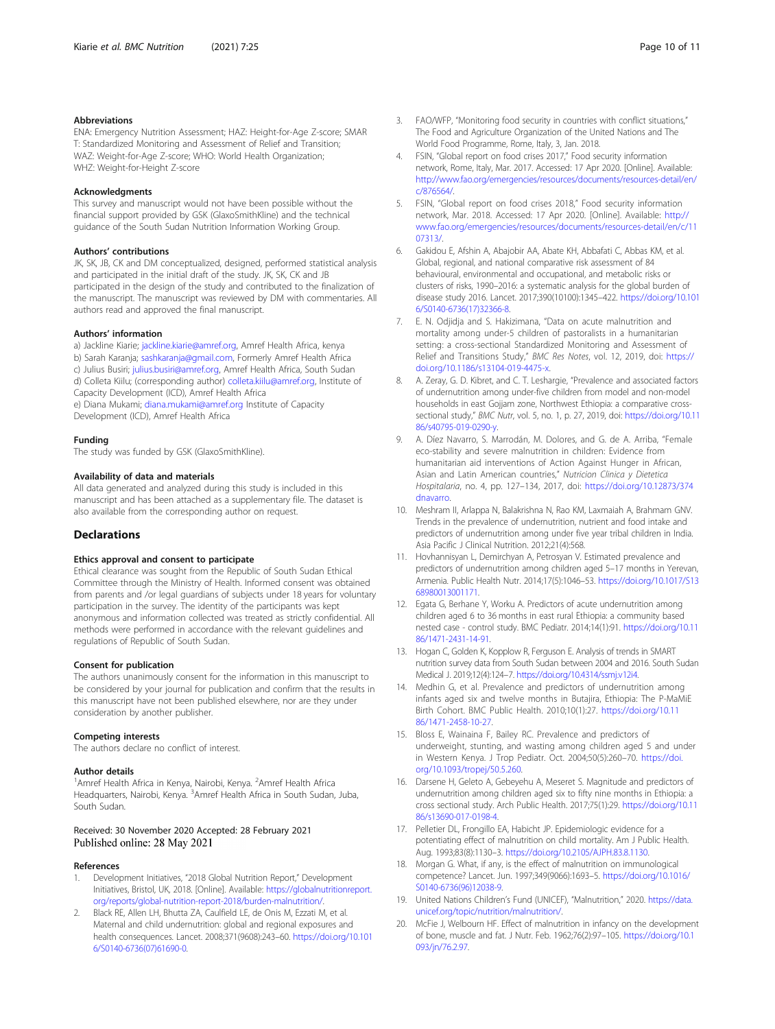### Abbreviations

ENA: Emergency Nutrition Assessment; HAZ: Height-for-Age Z-score; SMAR T: Standardized Monitoring and Assessment of Relief and Transition; WAZ: Weight-for-Age Z-score; WHO: World Health Organization; WHZ: Weight-for-Height Z-score

### Acknowledgments

This survey and manuscript would not have been possible without the financial support provided by GSK (GlaxoSmithKline) and the technical guidance of the South Sudan Nutrition Information Working Group.

### Authors' contributions

JK, SK, JB, CK and DM conceptualized, designed, performed statistical analysis and participated in the initial draft of the study. JK, SK, CK and JB participated in the design of the study and contributed to the finalization of the manuscript. The manuscript was reviewed by DM with commentaries. All authors read and approved the final manuscript.

### Authors' information

a) Jackline Kiarie; jackline.kiarie@amref.org, Amref Health Africa, kenya
b) Sarah Karanja; sashkaranja@gmail.com, Formerly Amref Health Africa
c) Julius Busiri; julius.busiri@amref.org, Amref Health Africa, South Sudan
d) Colleta Kiilu; (corresponding author) colleta.kiilu@amref.org, Institute of Capacity Development (ICD), Amref Health Africa
e) Diana Mukami; diana.mukami@amref.org Institute of Capacity Development (ICD), Amref Health Africa

### Funding

The study was funded by GSK (GlaxoSmithKline).

### Availability of data and materials

All data generated and analyzed during this study is included in this manuscript and has been attached as a supplementary file. The dataset is also available from the corresponding author on request.

## Declarations

### Ethics approval and consent to participate

Ethical clearance was sought from the Republic of South Sudan Ethical Committee through the Ministry of Health. Informed consent was obtained from parents and /or legal guardians of subjects under 18 years for voluntary participation in the survey. The identity of the participants was kept anonymous and information collected was treated as strictly confidential. All methods were performed in accordance with the relevant guidelines and regulations of Republic of South Sudan.

### Consent for publication

The authors unanimously consent for the information in this manuscript to be considered by your journal for publication and confirm that the results in this manuscript have not been published elsewhere, nor are they under consideration by another publisher.

### Competing interests

The authors declare no conflict of interest.

### Author details

[1]Amref Health Africa in Kenya, Nairobi, Kenya. [2]Amref Health Africa Headquarters, Nairobi, Kenya. [3]Amref Health Africa in South Sudan, Juba, South Sudan.

Received: 30 November 2020 Accepted: 28 February 2021
Published online: 28 May 2021

### References

1. Development Initiatives, "2018 Global Nutrition Report," Development Initiatives, Bristol, UK, 2018. [Online]. Available: https://globalnutritionreport.org/reports/global-nutrition-report-2018/burden-malnutrition/.
2. Black RE, Allen LH, Bhutta ZA, Caulfield LE, de Onis M, Ezzati M, et al. Maternal and child undernutrition: global and regional exposures and health consequences. Lancet. 2008;371(9608):243–60. https://doi.org/10.1016/S0140-6736(07)61690-0.
3. FAO/WFP, "Monitoring food security in countries with conflict situations," The Food and Agriculture Organization of the United Nations and The World Food Programme, Rome, Italy, 3, Jan. 2018.
4. FSIN, "Global report on food crises 2017," Food security information network, Rome, Italy, Mar. 2017. Accessed: 17 Apr 2020. [Online]. Available: http://www.fao.org/emergencies/resources/documents/resources-detail/en/c/876564/.
5. FSIN, "Global report on food crises 2018," Food security information network, Mar. 2018. Accessed: 17 Apr 2020. [Online]. Available: http://www.fao.org/emergencies/resources/documents/resources-detail/en/c/1107313/.
6. Gakidou E, Afshin A, Abajobir AA, Abate KH, Abbafati C, Abbas KM, et al. Global, regional, and national comparative risk assessment of 84 behavioural, environmental and occupational, and metabolic risks or clusters of risks, 1990–2016: a systematic analysis for the global burden of disease study 2016. Lancet. 2017;390(10100):1345–422. https://doi.org/10.1016/S0140-6736(17)32366-8.
7. E. N. Odjidja and S. Hakizimana, "Data on acute malnutrition and mortality among under-5 children of pastoralists in a humanitarian setting: a cross-sectional Standardized Monitoring and Assessment of Relief and Transitions Study," *BMC Res Notes*, vol. 12, 2019, doi: https://doi.org/10.1186/s13104-019-4475-x.
8. A. Zeray, G. D. Kibret, and C. T. Leshargie, "Prevalence and associated factors of undernutrition among under-five children from model and non-model households in east Gojjam zone, Northwest Ethiopia: a comparative cross-sectional study," *BMC Nutr*, vol. 5, no. 1, p. 27, 2019, doi: https://doi.org/10.1186/s40795-019-0290-y.
9. A. Díez Navarro, S. Marrodán, M. Dolores, and G. de A. Arriba, "Female eco-stability and severe malnutrition in children: Evidence from humanitarian aid interventions of Action Against Hunger in African, Asian and Latin American countries," *Nutricion Clinica y Dietetica Hospitalaria*, no. 4, pp. 127–134, 2017, doi: https://doi.org/10.12873/374dnavarro.
10. Meshram II, Arlappa N, Balakrishna N, Rao KM, Laxmaiah A, Brahmam GNV. Trends in the prevalence of undernutrition, nutrient and food intake and predictors of undernutrition among under five year tribal children in India. Asia Pacific J Clinical Nutrition. 2012;21(4):568.
11. Hovhannisyan L, Demirchyan A, Petrosyan V. Estimated prevalence and predictors of undernutrition among children aged 5–17 months in Yerevan, Armenia. Public Health Nutr. 2014;17(5):1046–53. https://doi.org/10.1017/S1368980013001171.
12. Egata G, Berhane Y, Worku A. Predictors of acute undernutrition among children aged 6 to 36 months in east rural Ethiopia: a community based nested case - control study. BMC Pediatr. 2014;14(1):91. https://doi.org/10.1186/1471-2431-14-91.
13. Hogan C, Golden K, Kopplow R, Ferguson E. Analysis of trends in SMART nutrition survey data from South Sudan between 2004 and 2016. South Sudan Medical J. 2019;12(4):124–7. https://doi.org/10.4314/ssmj.v12i4.
14. Medhin G, et al. Prevalence and predictors of undernutrition among infants aged six and twelve months in Butajira, Ethiopia: The P-MaMiE Birth Cohort. BMC Public Health. 2010;10(1):27. https://doi.org/10.1186/1471-2458-10-27.
15. Bloss E, Wainaina F, Bailey RC. Prevalence and predictors of underweight, stunting, and wasting among children aged 5 and under in Western Kenya. J Trop Pediatr. Oct. 2004;50(5):260–70. https://doi.org/10.1093/tropej/50.5.260.
16. Darsene H, Geleto A, Gebeyehu A, Meseret S. Magnitude and predictors of undernutrition among children aged six to fifty nine months in Ethiopia: a cross sectional study. Arch Public Health. 2017;75(1):29. https://doi.org/10.1186/s13690-017-0198-4.
17. Pelletier DL, Frongillo EA, Habicht JP. Epidemiologic evidence for a potentiating effect of malnutrition on child mortality. Am J Public Health. Aug. 1993;83(8):1130–3. https://doi.org/10.2105/AJPH.83.8.1130.
18. Morgan G. What, if any, is the effect of malnutrition on immunological competence? Lancet. Jun. 1997;349(9066):1693–5. https://doi.org/10.1016/S0140-6736(96)12038-9.
19. United Nations Children's Fund (UNICEF), "Malnutrition," 2020. https://data.unicef.org/topic/nutrition/malnutrition/.
20. McFie J, Welbourn HF. Effect of malnutrition in infancy on the development of bone, muscle and fat. J Nutr. Feb. 1962;76(2):97–105. https://doi.org/10.1093/jn/76.2.97.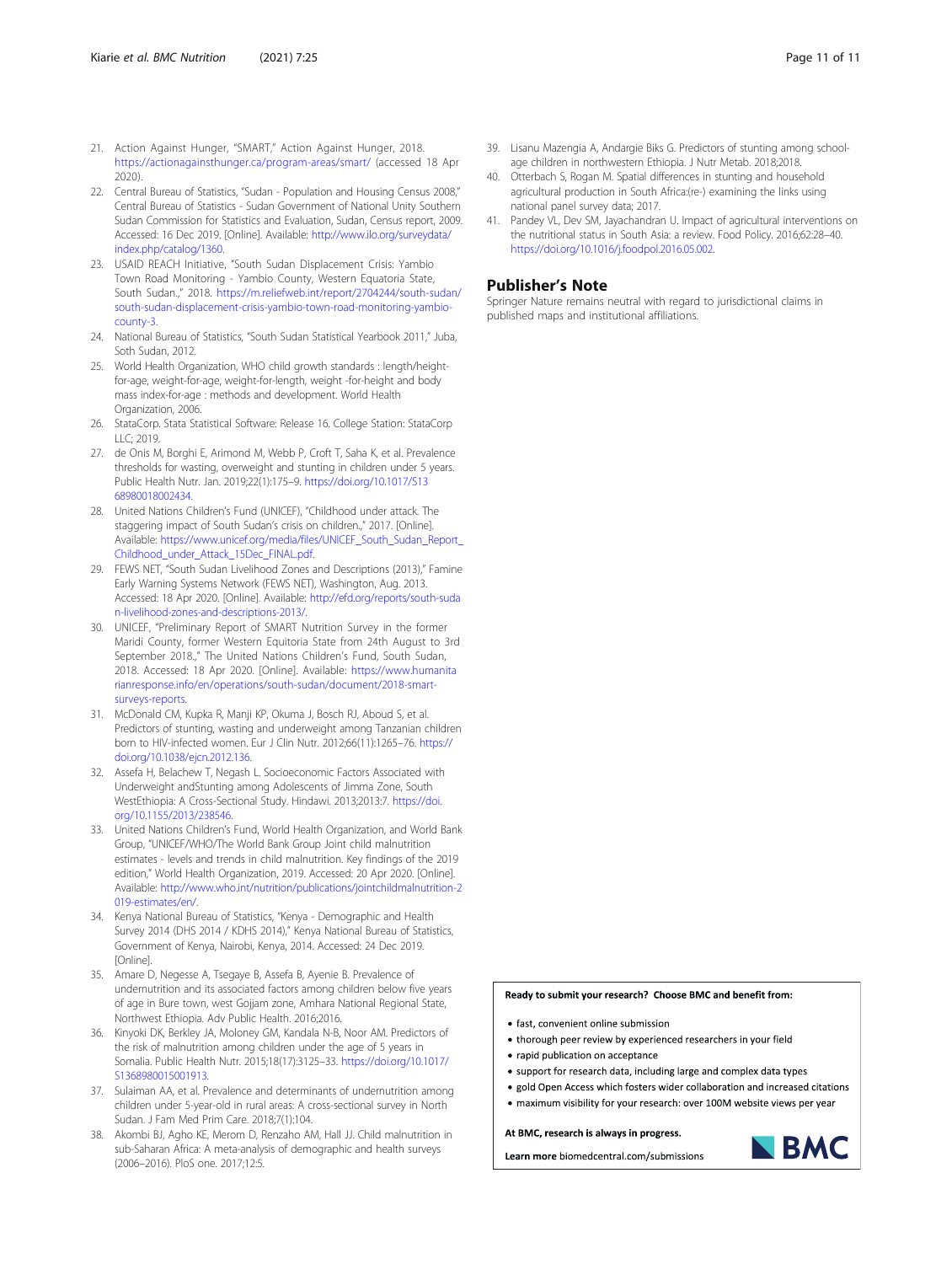21. Action Against Hunger, "SMART," Action Against Hunger, 2018. https://actionagainsthunger.ca/program-areas/smart/ (accessed 18 Apr 2020).
22. Central Bureau of Statistics, "Sudan - Population and Housing Census 2008," Central Bureau of Statistics - Sudan Government of National Unity Southern Sudan Commission for Statistics and Evaluation, Sudan, Census report, 2009. Accessed: 16 Dec 2019. [Online]. Available: http://www.ilo.org/surveydata/index.php/catalog/1360.
23. USAID REACH Initiative, "South Sudan Displacement Crisis: Yambio Town Road Monitoring - Yambio County, Western Equatoria State, South Sudan.," 2018. https://m.reliefweb.int/report/2704244/south-sudan/south-sudan-displacement-crisis-yambio-town-road-monitoring-yambio-county-3.
24. National Bureau of Statistics, "South Sudan Statistical Yearbook 2011," Juba, Soth Sudan, 2012.
25. World Health Organization, WHO child growth standards : length/height-for-age, weight-for-age, weight-for-length, weight -for-height and body mass index-for-age : methods and development. World Health Organization, 2006.
26. StataCorp. Stata Statistical Software: Release 16. College Station: StataCorp LLC; 2019.
27. de Onis M, Borghi E, Arimond M, Webb P, Croft T, Saha K, et al. Prevalence thresholds for wasting, overweight and stunting in children under 5 years. Public Health Nutr. Jan. 2019;22(1):175–9. https://doi.org/10.1017/S1368980018002434.
28. United Nations Children's Fund (UNICEF), "Childhood under attack. The staggering impact of South Sudan's crisis on children.," 2017. [Online]. Available: https://www.unicef.org/media/files/UNICEF_South_Sudan_Report_Childhood_under_Attack_15Dec_FINAL.pdf.
29. FEWS NET, "South Sudan Livelihood Zones and Descriptions (2013)," Famine Early Warning Systems Network (FEWS NET), Washington, Aug. 2013. Accessed: 18 Apr 2020. [Online]. Available: http://efd.org/reports/south-sudan-livelihood-zones-and-descriptions-2013/.
30. UNICEF, "Preliminary Report of SMART Nutrition Survey in the former Maridi County, former Western Equitoria State from 24th August to 3rd September 2018.," The United Nations Children's Fund, South Sudan, 2018. Accessed: 18 Apr 2020. [Online]. Available: https://www.humanitarianresponse.info/en/operations/south-sudan/document/2018-smart-surveys-reports.
31. McDonald CM, Kupka R, Manji KP, Okuma J, Bosch RJ, Aboud S, et al. Predictors of stunting, wasting and underweight among Tanzanian children born to HIV-infected women. Eur J Clin Nutr. 2012;66(11):1265–76. https://doi.org/10.1038/ejcn.2012.136.
32. Assefa H, Belachew T, Negash L. Socioeconomic Factors Associated with Underweight andStunting among Adolescents of Jimma Zone, South WestEthiopia: A Cross-Sectional Study. Hindawi. 2013;2013:7. https://doi.org/10.1155/2013/238546.
33. United Nations Children's Fund, World Health Organization, and World Bank Group, "UNICEF/WHO/The World Bank Group Joint child malnutrition estimates - levels and trends in child malnutrition. Key findings of the 2019 edition," World Health Organization, 2019. Accessed: 20 Apr 2020. [Online]. Available: http://www.who.int/nutrition/publications/jointchildmalnutrition-2019-estimates/en/.
34. Kenya National Bureau of Statistics, "Kenya - Demographic and Health Survey 2014 (DHS 2014 / KDHS 2014)," Kenya National Bureau of Statistics, Government of Kenya, Nairobi, Kenya, 2014. Accessed: 24 Dec 2019. [Online].
35. Amare D, Negesse A, Tsegaye B, Assefa B, Ayenie B. Prevalence of undernutrition and its associated factors among children below five years of age in Bure town, west Gojjam zone, Amhara National Regional State, Northwest Ethiopia. Adv Public Health. 2016;2016.
36. Kinyoki DK, Berkley JA, Moloney GM, Kandala N-B, Noor AM. Predictors of the risk of malnutrition among children under the age of 5 years in Somalia. Public Health Nutr. 2015;18(17):3125–33. https://doi.org/10.1017/S1368980015001913.
37. Sulaiman AA, et al. Prevalence and determinants of undernutrition among children under 5-year-old in rural areas: A cross-sectional survey in North Sudan. J Fam Med Prim Care. 2018;7(1):104.
38. Akombi BJ, Agho KE, Merom D, Renzaho AM, Hall JJ. Child malnutrition in sub-Saharan Africa: A meta-analysis of demographic and health surveys (2006–2016). PloS one. 2017;12:5.
39. Lisanu Mazengia A, Andargie Biks G. Predictors of stunting among school-age children in northwestern Ethiopia. J Nutr Metab. 2018;2018.
40. Otterbach S, Rogan M. Spatial differences in stunting and household agricultural production in South Africa:(re-) examining the links using national panel survey data; 2017.
41. Pandey VL, Dev SM, Jayachandran U. Impact of agricultural interventions on the nutritional status in South Asia: a review. Food Policy. 2016;62:28–40. https://doi.org/10.1016/j.foodpol.2016.05.002.

## Publisher's Note

Springer Nature remains neutral with regard to jurisdictional claims in published maps and institutional affiliations.

**Ready to submit your research? Choose BMC and benefit from:**

- fast, convenient online submission
- thorough peer review by experienced researchers in your field
- rapid publication on acceptance
- support for research data, including large and complex data types
- gold Open Access which fosters wider collaboration and increased citations
- maximum visibility for your research: over 100M website views per year

**At BMC, research is always in progress.**

**Learn more** biomedcentral.com/submissions

BMC